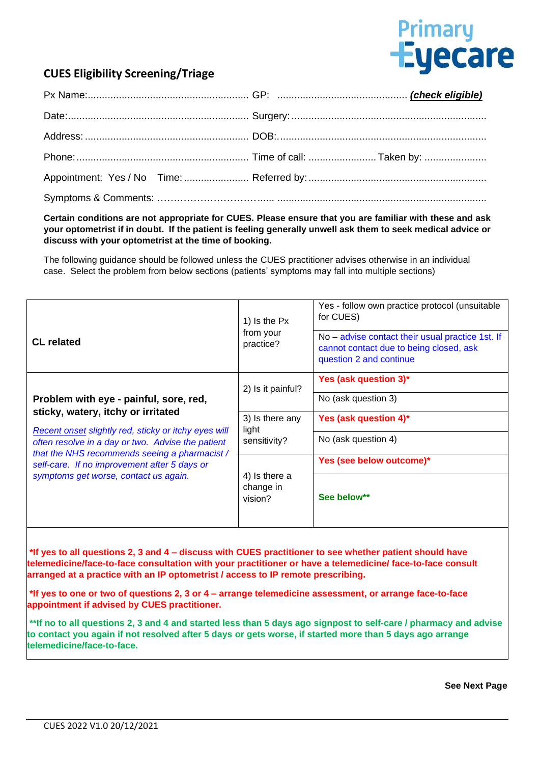Primary Eyecare

## CUES Eligibility Screening/Triage

Px Name:......................................................... GP: .............................................. ***(check eligible)***

Date:................................................................. Surgery:.....................................................................

Address: .......................................................... DOB:.........................................................................

Phone:............................................................. Time of call: ........................ Taken by: ......................

Appointment: Yes / No Time:....................... Referred by:...............................................................

Symptoms & Comments: …………………………...... ..........................................................................

**Certain conditions are not appropriate for CUES. Please ensure that you are familiar with these and ask your optometrist if in doubt. If the patient is feeling generally unwell ask them to seek medical advice or discuss with your optometrist at the time of booking.**

The following guidance should be followed unless the CUES practitioner advises otherwise in an individual case. Select the problem from below sections (patients' symptoms may fall into multiple sections)

| | | |
|---|---|---|
| **CL related** | 1) Is the Px from your practice? | Yes - follow own practice protocol (unsuitable for CUES) |
| | | No – advise contact their usual practice 1st. If cannot contact due to being closed, ask question 2 and continue |
| **Problem with eye - painful, sore, red, sticky, watery, itchy or irritated**<br><br>*Recent onset slightly red, sticky or itchy eyes will often resolve in a day or two. Advise the patient that the NHS recommends seeing a pharmacist / self-care. If no improvement after 5 days or symptoms get worse, contact us again.* | 2) Is it painful? | **Yes (ask question 3)\*** |
| | | No (ask question 3) |
| | 3) Is there any light sensitivity? | **Yes (ask question 4)\*** |
| | | No (ask question 4) |
| | 4) Is there a change in vision? | **Yes (see below outcome)\*** |
| | | **See below\*\*** |

**\*If yes to all questions 2, 3 and 4 – discuss with CUES practitioner to see whether patient should have telemedicine/face-to-face consultation with your practitioner or have a telemedicine/ face-to-face consult arranged at a practice with an IP optometrist / access to IP remote prescribing.**

**\*If yes to one or two of questions 2, 3 or 4 – arrange telemedicine assessment, or arrange face-to-face appointment if advised by CUES practitioner.**

**\*\*If no to all questions 2, 3 and 4 and started less than 5 days ago signpost to self-care / pharmacy and advise to contact you again if not resolved after 5 days or gets worse, if started more than 5 days ago arrange telemedicine/face-to-face.**

**See Next Page**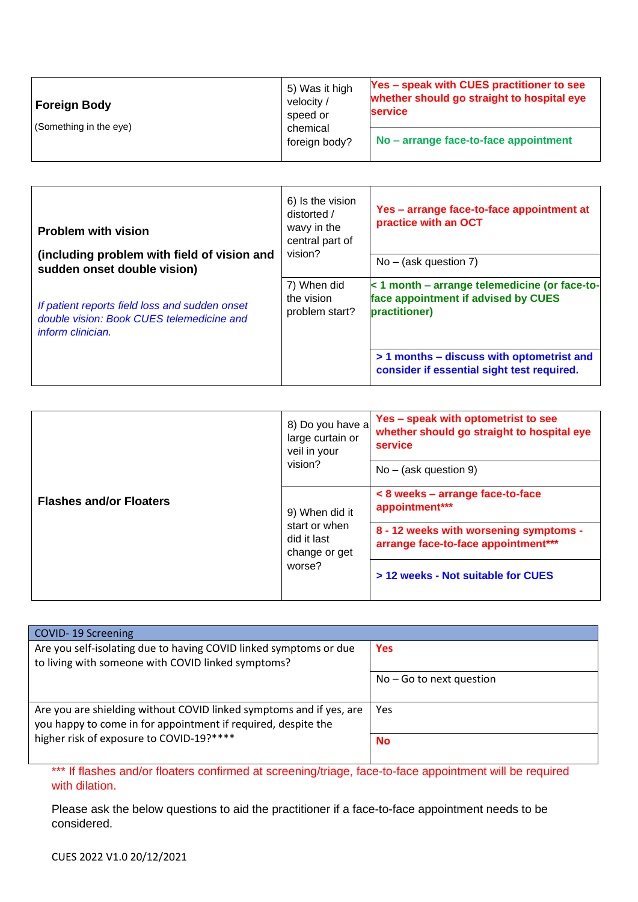| | | |
|---|---|---|
| **Foreign Body**<br><br>(Something in the eye) | 5) Was it high velocity / speed or chemical foreign body? | **Yes – speak with CUES practitioner to see whether should go straight to hospital eye service** |
| | | **No – arrange face-to-face appointment** |

| | | |
|---|---|---|
| **Problem with vision**<br><br>**(including problem with field of vision and sudden onset double vision)**<br><br>*If patient reports field loss and sudden onset double vision: Book CUES telemedicine and inform clinician.* | 6) Is the vision distorted / wavy in the central part of vision? | **Yes – arrange face-to-face appointment at practice with an OCT** |
| | | No – (ask question 7) |
| | 7) When did the vision problem start? | **< 1 month – arrange telemedicine (or face-to-face appointment if advised by CUES practitioner)** |
| | | **> 1 months – discuss with optometrist and consider if essential sight test required.** |

| | | |
|---|---|---|
| **Flashes and/or Floaters** | 8) Do you have a large curtain or veil in your vision? | **Yes – speak with optometrist to see whether should go straight to hospital eye service** |
| | | No – (ask question 9) |
| | 9) When did it start or when did it last change or get worse? | **< 8 weeks – arrange face-to-face appointment*** ** |
| | | **8 - 12 weeks with worsening symptoms - arrange face-to-face appointment*** ** |
| | | **> 12 weeks - Not suitable for CUES** |

| COVID- 19 Screening | |
|---|---|
| Are you self-isolating due to having COVID linked symptoms or due to living with someone with COVID linked symptoms? | **Yes** |
| | No – Go to next question |
| Are you are shielding without COVID linked symptoms and if yes, are you happy to come in for appointment if required, despite the higher risk of exposure to COVID-19?**** | Yes |
| | **No** |

*** If flashes and/or floaters confirmed at screening/triage, face-to-face appointment will be required with dilation.

Please ask the below questions to aid the practitioner if a face-to-face appointment needs to be considered.

CUES 2022 V1.0 20/12/2021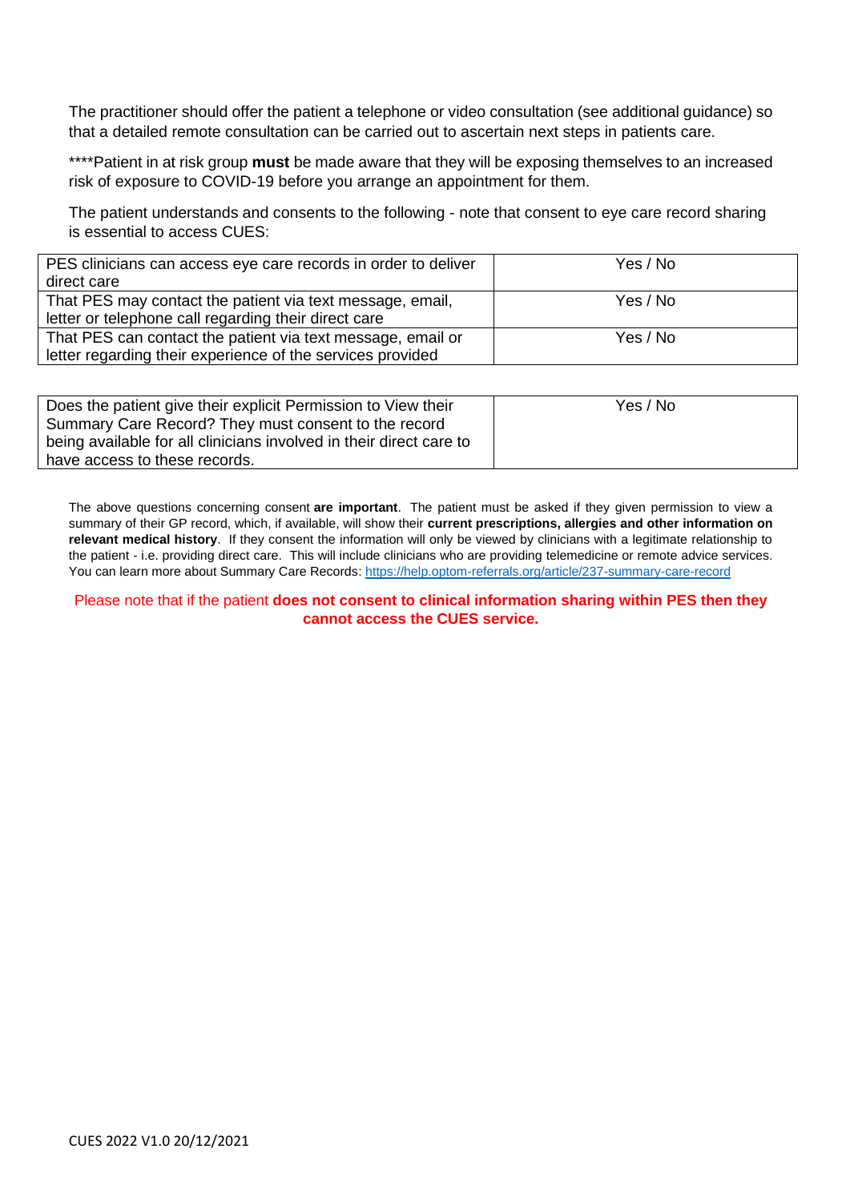The practitioner should offer the patient a telephone or video consultation (see additional guidance) so that a detailed remote consultation can be carried out to ascertain next steps in patients care.

****Patient in at risk group **must** be made aware that they will be exposing themselves to an increased risk of exposure to COVID-19 before you arrange an appointment for them.

The patient understands and consents to the following - note that consent to eye care record sharing is essential to access CUES:

| | |
|---|---|
| PES clinicians can access eye care records in order to deliver direct care | Yes / No |
| That PES may contact the patient via text message, email, letter or telephone call regarding their direct care | Yes / No |
| That PES can contact the patient via text message, email or letter regarding their experience of the services provided | Yes / No |

| | |
|---|---|
| Does the patient give their explicit Permission to View their Summary Care Record? They must consent to the record being available for all clinicians involved in their direct care to have access to these records. | Yes / No |

The above questions concerning consent **are important**. The patient must be asked if they given permission to view a summary of their GP record, which, if available, will show their **current prescriptions, allergies and other information on relevant medical history**. If they consent the information will only be viewed by clinicians with a legitimate relationship to the patient - i.e. providing direct care. This will include clinicians who are providing telemedicine or remote advice services. You can learn more about Summary Care Records: https://help.optom-referrals.org/article/237-summary-care-record

Please note that if the patient **does not consent to clinical information sharing within PES then they cannot access the CUES service.**